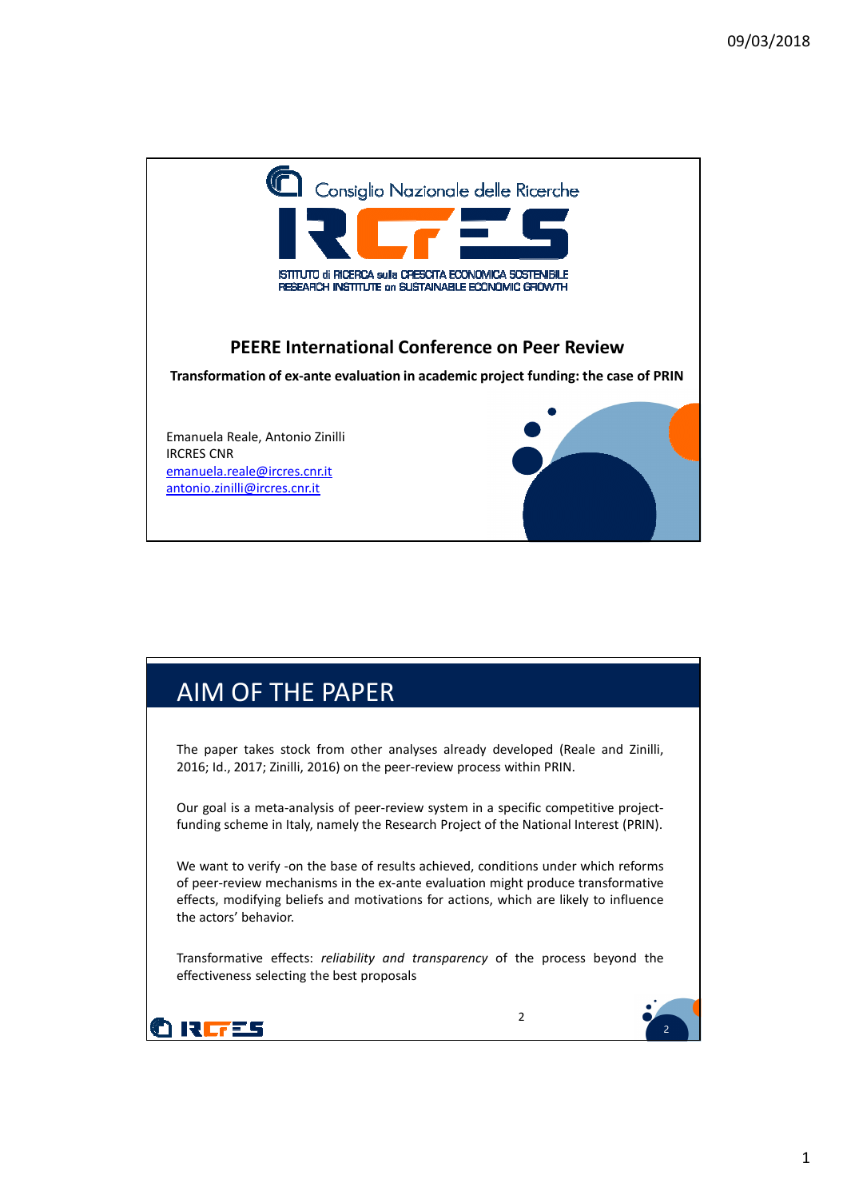Consiglio Nazionale delle Ricerche

IRCRES

ISTITUTO di RICERCA sulla CRESCITA ECONOMICA SOSTENIBILE
RESEARCH INSTITUTE on SUSTAINABLE ECONOMIC GROWTH

## PEERE International Conference on Peer Review

**Transformation of ex-ante evaluation in academic project funding: the case of PRIN**

Emanuela Reale, Antonio Zinilli
IRCRES CNR
emanuela.reale@ircres.cnr.it
antonio.zinilli@ircres.cnr.it

# AIM OF THE PAPER

The paper takes stock from other analyses already developed (Reale and Zinilli, 2016; Id., 2017; Zinilli, 2016) on the peer-review process within PRIN.

Our goal is a meta-analysis of peer-review system in a specific competitive project-funding scheme in Italy, namely the Research Project of the National Interest (PRIN).

We want to verify -on the base of results achieved, conditions under which reforms of peer-review mechanisms in the ex-ante evaluation might produce transformative effects, modifying beliefs and motivations for actions, which are likely to influence the actors' behavior.

Transformative effects: *reliability and transparency* of the process beyond the effectiveness selecting the best proposals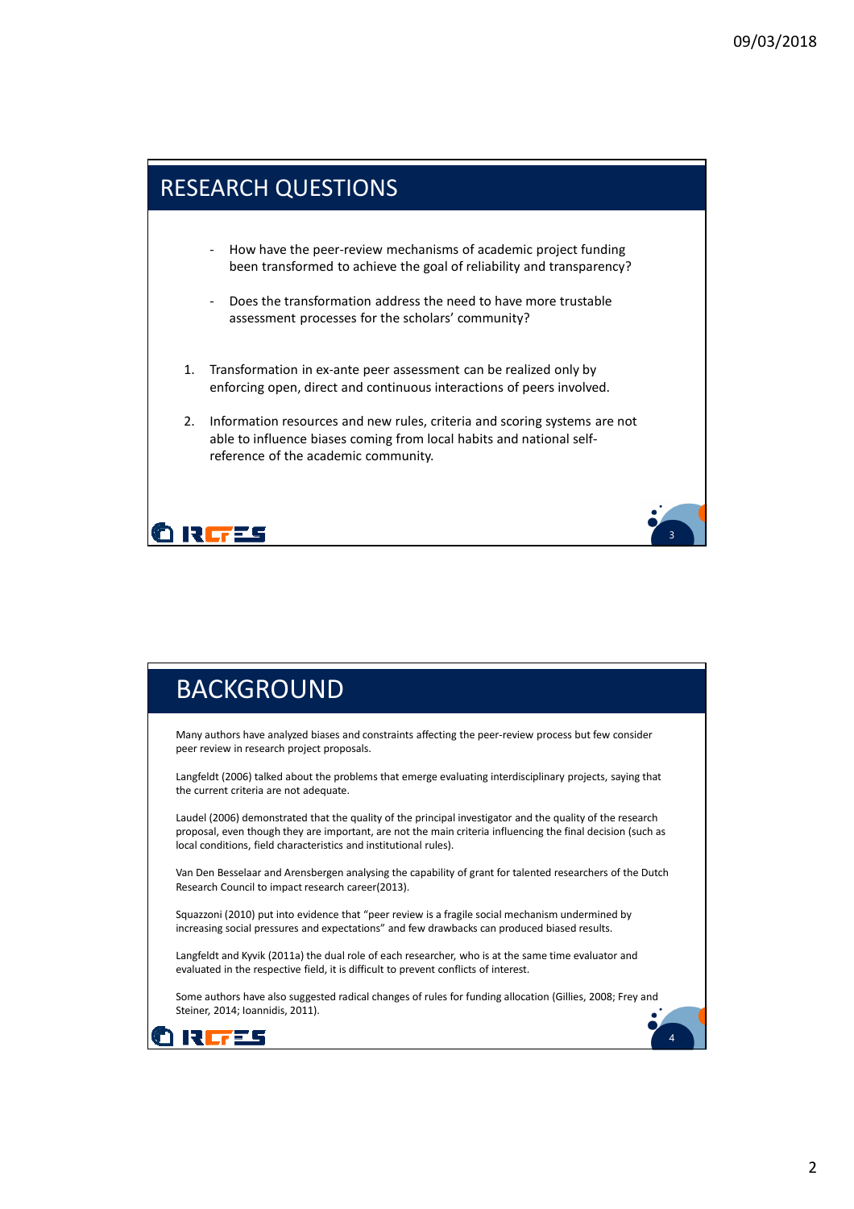## RESEARCH QUESTIONS

- How have the peer-review mechanisms of academic project funding been transformed to achieve the goal of reliability and transparency?
- Does the transformation address the need to have more trustable assessment processes for the scholars' community?

1. Transformation in ex-ante peer assessment can be realized only by enforcing open, direct and continuous interactions of peers involved.
2. Information resources and new rules, criteria and scoring systems are not able to influence biases coming from local habits and national self-reference of the academic community.

## BACKGROUND

Many authors have analyzed biases and constraints affecting the peer-review process but few consider peer review in research project proposals.

Langfeldt (2006) talked about the problems that emerge evaluating interdisciplinary projects, saying that the current criteria are not adequate.

Laudel (2006) demonstrated that the quality of the principal investigator and the quality of the research proposal, even though they are important, are not the main criteria influencing the final decision (such as local conditions, field characteristics and institutional rules).

Van Den Besselaar and Arensbergen analysing the capability of grant for talented researchers of the Dutch Research Council to impact research career(2013).

Squazzoni (2010) put into evidence that "peer review is a fragile social mechanism undermined by increasing social pressures and expectations" and few drawbacks can produced biased results.

Langfeldt and Kyvik (2011a) the dual role of each researcher, who is at the same time evaluator and evaluated in the respective field, it is difficult to prevent conflicts of interest.

Some authors have also suggested radical changes of rules for funding allocation (Gillies, 2008; Frey and Steiner, 2014; Ioannidis, 2011).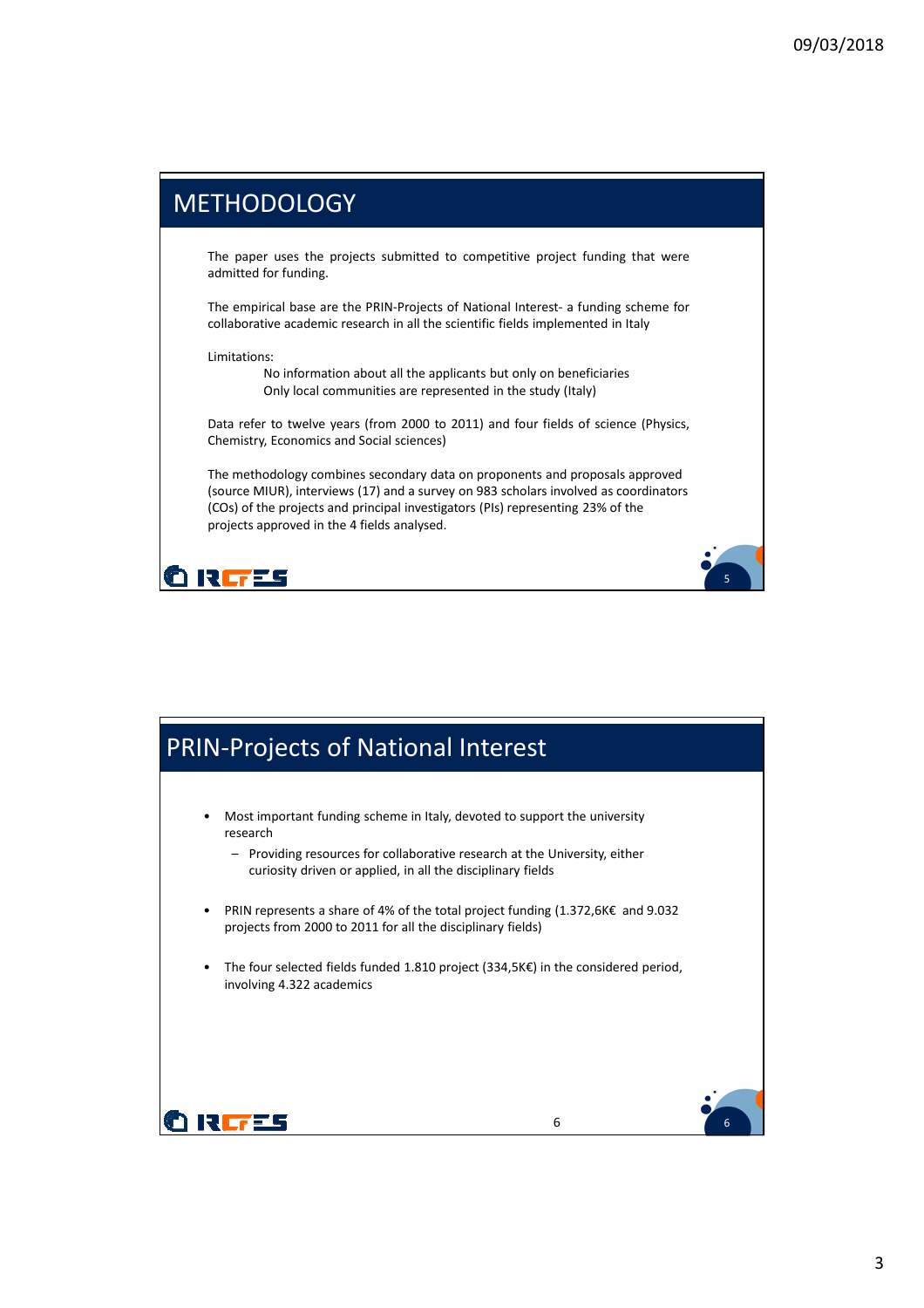# METHODOLOGY

The paper uses the projects submitted to competitive project funding that were admitted for funding.

The empirical base are the PRIN-Projects of National Interest- a funding scheme for collaborative academic research in all the scientific fields implemented in Italy

Limitations:

- No information about all the applicants but only on beneficiaries
- Only local communities are represented in the study (Italy)

Data refer to twelve years (from 2000 to 2011) and four fields of science (Physics, Chemistry, Economics and Social sciences)

The methodology combines secondary data on proponents and proposals approved (source MIUR), interviews (17) and a survey on 983 scholars involved as coordinators (COs) of the projects and principal investigators (PIs) representing 23% of the projects approved in the 4 fields analysed.

# PRIN-Projects of National Interest

- Most important funding scheme in Italy, devoted to support the university research
  - Providing resources for collaborative research at the University, either curiosity driven or applied, in all the disciplinary fields
- PRIN represents a share of 4% of the total project funding (1.372,6K€ and 9.032 projects from 2000 to 2011 for all the disciplinary fields)
- The four selected fields funded 1.810 project (334,5K€) in the considered period, involving 4.322 academics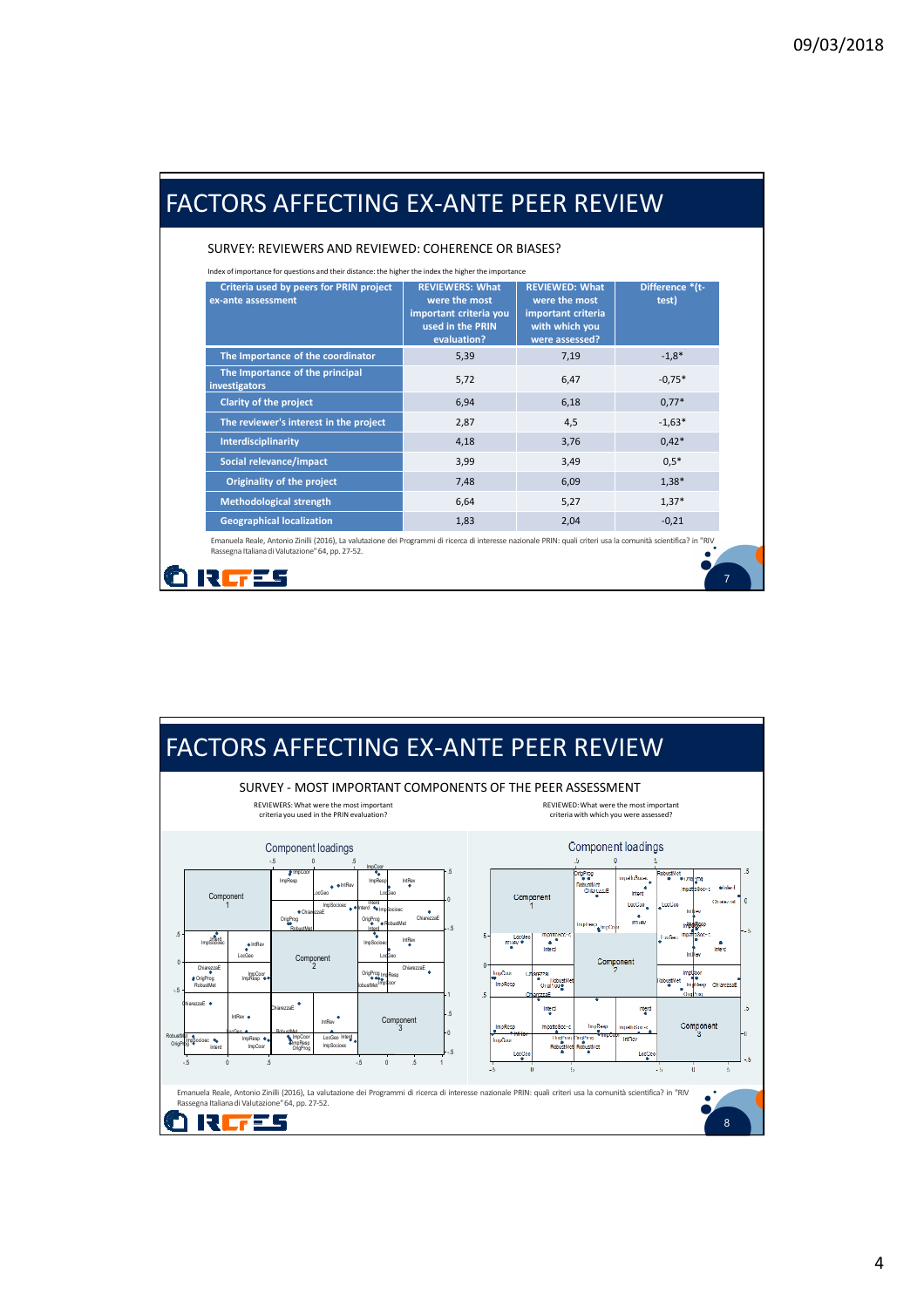# FACTORS AFFECTING EX-ANTE PEER REVIEW

SURVEY: REVIEWERS AND REVIEWED: COHERENCE OR BIASES?

Index of importance for questions and their distance: the higher the index the higher the importance

| Criteria used by peers for PRIN project ex-ante assessment | REVIEWERS: What were the most important criteria you used in the PRIN evaluation? | REVIEWED: What were the most important criteria with which you were assessed? | Difference *(t-test) |
|---|---|---|---|
| The Importance of the coordinator | 5,39 | 7,19 | -1,8* |
| The Importance of the principal investigators | 5,72 | 6,47 | -0,75* |
| Clarity of the project | 6,94 | 6,18 | 0,77* |
| The reviewer's interest in the project | 2,87 | 4,5 | -1,63* |
| Interdisciplinarity | 4,18 | 3,76 | 0,42* |
| Social relevance/impact | 3,99 | 3,49 | 0,5* |
| Originality of the project | 7,48 | 6,09 | 1,38* |
| Methodological strength | 6,64 | 5,27 | 1,37* |
| Geographical localization | 1,83 | 2,04 | -0,21 |

Emanuela Reale, Antonio Zinilli (2016), La valutazione dei Programmi di ricerca di interesse nazionale PRIN: quali criteri usa la comunità scientifica? in "RIV Rassegna Italiana di Valutazione" 64, pp. 27-52.

# FACTORS AFFECTING EX-ANTE PEER REVIEW

SURVEY - MOST IMPORTANT COMPONENTS OF THE PEER ASSESSMENT

REVIEWERS: What were the most important criteria you used in the PRIN evaluation?

REVIEWED: What were the most important criteria with which you were assessed?

Emanuela Reale, Antonio Zinilli (2016), La valutazione dei Programmi di ricerca di interesse nazionale PRIN: quali criteri usa la comunità scientifica? in "RIV Rassegna Italiana di Valutazione" 64, pp. 27-52.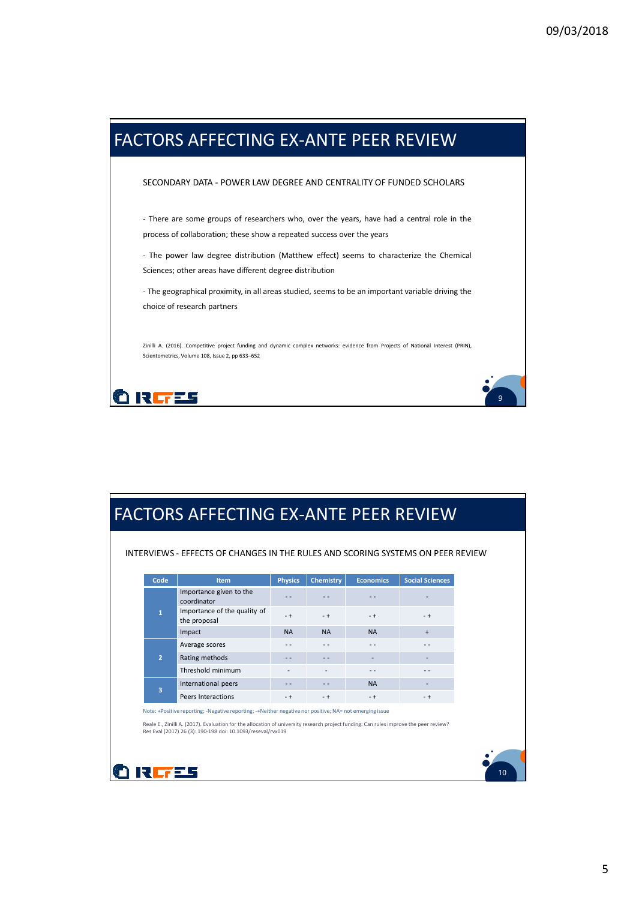# FACTORS AFFECTING EX-ANTE PEER REVIEW

SECONDARY DATA - POWER LAW DEGREE AND CENTRALITY OF FUNDED SCHOLARS

- There are some groups of researchers who, over the years, have had a central role in the process of collaboration; these show a repeated success over the years
- The power law degree distribution (Matthew effect) seems to characterize the Chemical Sciences; other areas have different degree distribution
- The geographical proximity, in all areas studied, seems to be an important variable driving the choice of research partners

Zinilli A. (2016). Competitive project funding and dynamic complex networks: evidence from Projects of National Interest (PRIN), Scientometrics, Volume 108, Issue 2, pp 633–652

# FACTORS AFFECTING EX-ANTE PEER REVIEW

INTERVIEWS - EFFECTS OF CHANGES IN THE RULES AND SCORING SYSTEMS ON PEER REVIEW

| Code | Item | Physics | Chemistry | Economics | Social Sciences |
|---|---|---|---|---|---|
| 1 | Importance given to the coordinator | - - | - - | - - | - |
| | Importance of the quality of the proposal | - + | - + | - + | - + |
| | Impact | NA | NA | NA | + |
| 2 | Average scores | - - | - - | - - | - - |
| | Rating methods | - - | - - | - | - |
| | Threshold minimum | - | - | - - | - - |
| 3 | International peers | - - | - - | NA | - |
| | Peers Interactions | - + | - + | - + | - + |

Note: +Positive reporting; -Negative reporting; -+Neither negative nor positive; NA= not emerging issue

Reale E., Zinilli A. (2017). Evaluation for the allocation of university research project funding: Can rules improve the peer review? Res Eval (2017) 26 (3): 190-198 doi: 10.1093/reseval/rvx019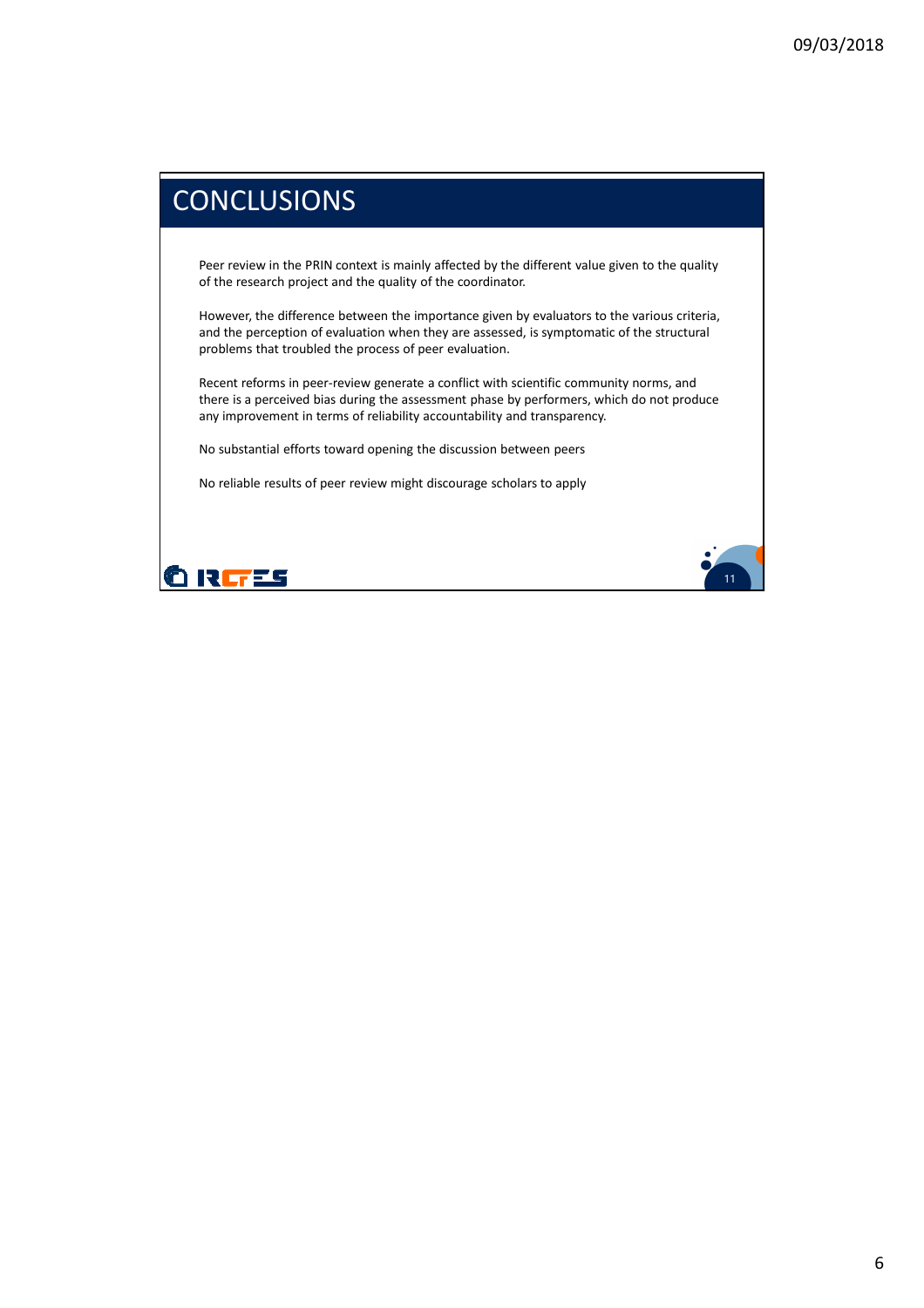# CONCLUSIONS

Peer review in the PRIN context is mainly affected by the different value given to the quality of the research project and the quality of the coordinator.

However, the difference between the importance given by evaluators to the various criteria, and the perception of evaluation when they are assessed, is symptomatic of the structural problems that troubled the process of peer evaluation.

Recent reforms in peer-review generate a conflict with scientific community norms, and there is a perceived bias during the assessment phase by performers, which do not produce any improvement in terms of reliability accountability and transparency.

No substantial efforts toward opening the discussion between peers

No reliable results of peer review might discourage scholars to apply